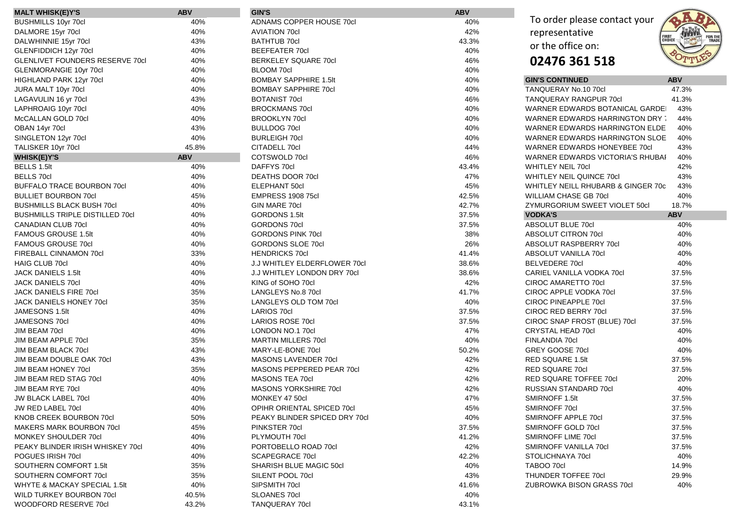| MALT WHISK(E)Y'S | ABV |
|---|---|
| BUSHMILLS 10yr 70cl | 40% |
| DALMORE 15yr 70cl | 40% |
| DALWHINNIE 15yr 70cl | 43% |
| GLENFIDDICH 12yr 70cl | 40% |
| GLENLIVET FOUNDERS RESERVE 70cl | 40% |
| GLENMORANGIE 10yr 70cl | 40% |
| HIGHLAND PARK 12yr 70cl | 40% |
| JURA MALT 10yr 70cl | 40% |
| LAGAVULIN 16 yr 70cl | 43% |
| LAPHROAIG 10yr 70cl | 40% |
| McCALLAN GOLD 70cl | 40% |
| OBAN 14yr 70cl | 43% |
| SINGLETON 12yr 70cl | 40% |
| TALISKER 10yr 70cl | 45.8% |

| WHISK(E)Y'S | ABV |
|---|---|
| BELLS 1.5lt | 40% |
| BELLS 70cl | 40% |
| BUFFALO TRACE BOURBON 70cl | 40% |
| BULLIET BOURBON 70cl | 45% |
| BUSHMILLS BLACK BUSH 70cl | 40% |
| BUSHMILLS TRIPLE DISTILLED 70cl | 40% |
| CANADIAN CLUB 70cl | 40% |
| FAMOUS GROUSE 1.5lt | 40% |
| FAMOUS GROUSE 70cl | 40% |
| FIREBALL CINNAMON 70cl | 33% |
| HAIG CLUB 70cl | 40% |
| JACK DANIELS 1.5lt | 40% |
| JACK DANIELS 70cl | 40% |
| JACK DANIELS FIRE 70cl | 35% |
| JACK DANIELS HONEY 70cl | 35% |
| JAMESONS 1.5lt | 40% |
| JAMESONS 70cl | 40% |
| JIM BEAM 70cl | 40% |
| JIM BEAM APPLE 70cl | 35% |
| JIM BEAM BLACK 70cl | 43% |
| JIM BEAM DOUBLE OAK 70cl | 43% |
| JIM BEAM HONEY 70cl | 35% |
| JIM BEAM RED STAG 70cl | 40% |
| JIM BEAM RYE 70cl | 40% |
| JW BLACK LABEL 70cl | 40% |
| JW RED LABEL 70cl | 40% |
| KNOB CREEK BOURBON 70cl | 50% |
| MAKERS MARK BOURBON 70cl | 45% |
| MONKEY SHOULDER 70cl | 40% |
| PEAKY BLINDER IRISH WHISKEY 70cl | 40% |
| POGUES IRISH 70cl | 40% |
| SOUTHERN COMFORT 1.5lt | 35% |
| SOUTHERN COMFORT 70cl | 35% |
| WHYTE & MACKAY SPECIAL 1.5lt | 40% |
| WILD TURKEY BOURBON 70cl | 40.5% |
| WOODFORD RESERVE 70cl | 43.2% |

| GIN'S | ABV |
|---|---|
| ADNAMS COPPER HOUSE 70cl | 40% |
| AVIATION 70cl | 42% |
| BATHTUB 70cl | 43.3% |
| BEEFEATER 70cl | 40% |
| BERKELEY SQUARE 70cl | 46% |
| BLOOM 70cl | 40% |
| BOMBAY SAPPHIRE 1.5lt | 40% |
| BOMBAY SAPPHIRE 70cl | 40% |
| BOTANIST 70cl | 46% |
| BROCKMANS 70cl | 40% |
| BROOKLYN 70cl | 40% |
| BULLDOG 70cl | 40% |
| BURLEIGH 70cl | 40% |
| CITADELL 70cl | 44% |
| COTSWOLD 70cl | 46% |
| DAFFYS 70cl | 43.4% |
| DEATHS DOOR 70cl | 47% |
| ELEPHANT 50cl | 45% |
| EMPRESS 1908 75cl | 42.5% |
| GIN MARE 70cl | 42.7% |
| GORDONS 1.5lt | 37.5% |
| GORDONS 70cl | 37.5% |
| GORDONS PINK 70cl | 38% |
| GORDONS SLOE 70cl | 26% |
| HENDRICKS 70cl | 41.4% |
| J.J WHITLEY ELDERFLOWER 70cl | 38.6% |
| J.J WHITLEY LONDON DRY 70cl | 38.6% |
| KING of SOHO 70cl | 42% |
| LANGLEYS No.8 70cl | 41.7% |
| LANGLEYS OLD TOM 70cl | 40% |
| LARIOS 70cl | 37.5% |
| LARIOS ROSE 70cl | 37.5% |
| LONDON NO.1 70cl | 47% |
| MARTIN MILLERS 70cl | 40% |
| MARY-LE-BONE 70cl | 50.2% |
| MASONS LAVENDER 70cl | 42% |
| MASONS PEPPERED PEAR 70cl | 42% |
| MASONS TEA 70cl | 42% |
| MASONS YORKSHIRE 70cl | 42% |
| MONKEY 47 50cl | 47% |
| OPIHR ORIENTAL SPICED 70cl | 45% |
| PEAKY BLINDER SPICED DRY 70cl | 40% |
| PINKSTER 70cl | 37.5% |
| PLYMOUTH 70cl | 41.2% |
| PORTOBELLO ROAD 70cl | 42% |
| SCAPEGRACE 70cl | 42.2% |
| SHARISH BLUE MAGIC 50cl | 40% |
| SILENT POOL 70cl | 43% |
| SIPSMITH 70cl | 41.6% |
| SLOANES 70cl | 40% |
| TANQUERAY 70cl | 43.1% |

To order please contact your representative or the office on:

**02476 361 518**

| GIN'S CONTINUED | ABV |
|---|---|
| TANQUERAY No.10 70cl | 47.3% |
| TANQUERAY RANGPUR 70cl | 41.3% |
| WARNER EDWARDS BOTANICAL GARDE | 43% |
| WARNER EDWARDS HARRINGTON DRY 7 | 44% |
| WARNER EDWARDS HARRINGTON ELDE | 40% |
| WARNER EDWARDS HARRINGTON SLOE | 40% |
| WARNER EDWARDS HONEYBEE 70cl | 43% |
| WARNER EDWARDS VICTORIA'S RHUBAI | 40% |
| WHITLEY NEIL 70cl | 42% |
| WHITLEY NEIL QUINCE 70cl | 43% |
| WHITLEY NEILL RHUBARB & GINGER 70c | 43% |
| WILLIAM CHASE GB 70cl | 40% |
| ZYMURGORIUM SWEET VIOLET 50cl | 18.7% |

| VODKA'S | ABV |
|---|---|
| ABSOLUT BLUE 70cl | 40% |
| ABSOLUT CITRON 70cl | 40% |
| ABSOLUT RASPBERRY 70cl | 40% |
| ABSOLUT VANILLA 70cl | 40% |
| BELVEDERE 70cl | 40% |
| CARIEL VANILLA VODKA 70cl | 37.5% |
| CIROC AMARETTO 70cl | 37.5% |
| CIROC APPLE VODKA 70cl | 37.5% |
| CIROC PINEAPPLE 70cl | 37.5% |
| CIROC RED BERRY 70cl | 37.5% |
| CIROC SNAP FROST (BLUE) 70cl | 37.5% |
| CRYSTAL HEAD 70cl | 40% |
| FINLANDIA 70cl | 40% |
| GREY GOOSE 70cl | 40% |
| RED SQUARE 1.5lt | 37.5% |
| RED SQUARE 70cl | 37.5% |
| RED SQUARE TOFFEE 70cl | 20% |
| RUSSIAN STANDARD 70cl | 40% |
| SMIRNOFF 1.5lt | 37.5% |
| SMIRNOFF 70cl | 37.5% |
| SMIRNOFF APPLE 70cl | 37.5% |
| SMIRNOFF GOLD 70cl | 37.5% |
| SMIRNOFF LIME 70cl | 37.5% |
| SMIRNOFF VANILLA 70cl | 37.5% |
| STOLICHNAYA 70cl | 40% |
| TABOO 70cl | 14.9% |
| THUNDER TOFFEE 70cl | 29.9% |
| ZUBROWKA BISON GRASS 70cl | 40% |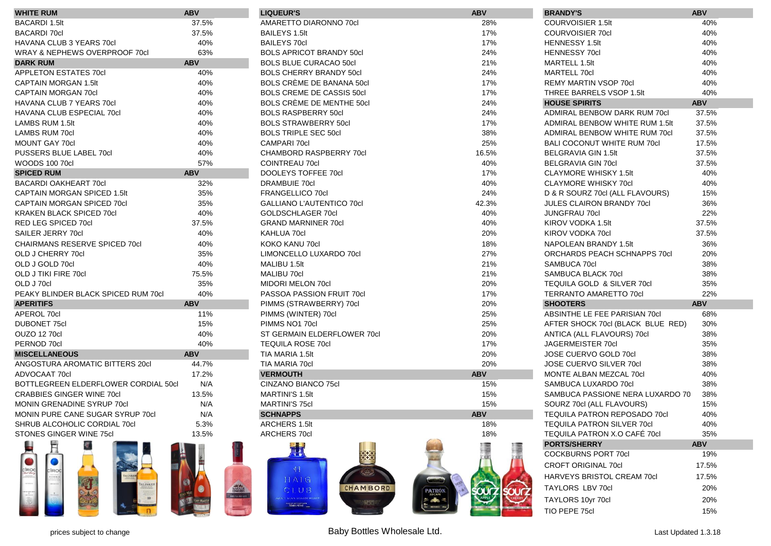| WHITE RUM | ABV |
|---|---|
| BACARDI 1.5lt | 37.5% |
| BACARDI 70cl | 37.5% |
| HAVANA CLUB 3 YEARS 70cl | 40% |
| WRAY & NEPHEWS OVERPROOF 70cl | 63% |
| **DARK RUM** | **ABV** |
| APPLETON ESTATES 70cl | 40% |
| CAPTAIN MORGAN 1.5lt | 40% |
| CAPTAIN MORGAN 70cl | 40% |
| HAVANA CLUB 7 YEARS 70cl | 40% |
| HAVANA CLUB ESPECIAL 70cl | 40% |
| LAMBS RUM 1.5lt | 40% |
| LAMBS RUM 70cl | 40% |
| MOUNT GAY 70cl | 40% |
| PUSSERS BLUE LABEL 70cl | 40% |
| WOODS 100 70cl | 57% |
| **SPICED RUM** | **ABV** |
| BACARDI OAKHEART 70cl | 32% |
| CAPTAIN MORGAN SPICED 1.5lt | 35% |
| CAPTAIN MORGAN SPICED 70cl | 35% |
| KRAKEN BLACK SPICED 70cl | 40% |
| RED LEG SPICED 70cl | 37.5% |
| SAILER JERRY 70cl | 40% |
| CHAIRMANS RESERVE SPICED 70cl | 40% |
| OLD J CHERRY 70cl | 35% |
| OLD J GOLD 70cl | 40% |
| OLD J TIKI FIRE 70cl | 75.5% |
| OLD J 70cl | 35% |
| PEAKY BLINDER BLACK SPICED RUM 70cl | 40% |
| **APERITIFS** | **ABV** |
| APEROL 70cl | 11% |
| DUBONET 75cl | 15% |
| OUZO 12 70cl | 40% |
| PERNOD 70cl | 40% |
| **MISCELLANEOUS** | **ABV** |
| ANGOSTURA AROMATIC BITTERS 20cl | 44.7% |
| ADVOCAAT 70cl | 17.2% |
| BOTTLEGREEN ELDERFLOWER CORDIAL 50cl | N/A |
| CRABBIES GINGER WINE 70cl | 13.5% |
| MONIN GRENADINE SYRUP 70cl | N/A |
| MONIN PURE CANE SUGAR SYRUP 70cl | N/A |
| SHRUB ALCOHOLIC CORDIAL 70cl | 5.3% |
| STONES GINGER WINE 75cl | 13.5% |

| LIQUEUR'S | ABV |
|---|---|
| AMARETTO DIARONNO 70cl | 28% |
| BAILEYS 1.5lt | 17% |
| BAILEYS 70cl | 17% |
| BOLS APRICOT BRANDY 50cl | 24% |
| BOLS BLUE CURACAO 50cl | 21% |
| BOLS CHERRY BRANDY 50cl | 24% |
| BOLS CRÈME DE BANANA 50cl | 17% |
| BOLS CREME DE CASSIS 50cl | 17% |
| BOLS CRÈME DE MENTHE 50cl | 24% |
| BOLS RASPBERRY 50cl | 24% |
| BOLS STRAWBERRY 50cl | 17% |
| BOLS TRIPLE SEC 50cl | 38% |
| CAMPARI 70cl | 25% |
| CHAMBORD RASPBERRY 70cl | 16.5% |
| COINTREAU 70cl | 40% |
| DOOLEYS TOFFEE 70cl | 17% |
| DRAMBUIE 70cl | 40% |
| FRANGELLICO 70cl | 24% |
| GALLIANO L'AUTENTICO 70cl | 42.3% |
| GOLDSCHLAGER 70cl | 40% |
| GRAND MARNINER 70cl | 40% |
| KAHLUA 70cl | 20% |
| KOKO KANU 70cl | 18% |
| LIMONCELLO LUXARDO 70cl | 27% |
| MALIBU 1.5lt | 21% |
| MALIBU 70cl | 21% |
| MIDORI MELON 70cl | 20% |
| PASSOA PASSION FRUIT 70cl | 17% |
| PIMMS (STRAWBERRY) 70cl | 20% |
| PIMMS (WINTER) 70cl | 25% |
| PIMMS NO1 70cl | 25% |
| ST GERMAIN ELDERFLOWER 70cl | 20% |
| TEQUILA ROSE 70cl | 17% |
| TIA MARIA 1.5lt | 20% |
| TIA MARIA 70cl | 20% |
| **VERMOUTH** | **ABV** |
| CINZANO BIANCO 75cl | 15% |
| MARTINI'S 1.5lt | 15% |
| MARTINI'S 75cl | 15% |
| **SCHNAPPS** | **ABV** |
| ARCHERS 1.5lt | 18% |
| ARCHERS 70cl | 18% |

| BRANDY'S | ABV |
|---|---|
| COURVOISIER 1.5lt | 40% |
| COURVOISIER 70cl | 40% |
| HENNESSY 1.5lt | 40% |
| HENNESSY 70cl | 40% |
| MARTELL 1.5lt | 40% |
| MARTELL 70cl | 40% |
| REMY MARTIN VSOP 70cl | 40% |
| THREE BARRELS VSOP 1.5lt | 40% |
| **HOUSE SPIRITS** | **ABV** |
| ADMIRAL BENBOW DARK RUM 70cl | 37.5% |
| ADMIRAL BENBOW WHITE RUM 1.5lt | 37.5% |
| ADMIRAL BENBOW WHITE RUM 70cl | 37.5% |
| BALI COCONUT WHITE RUM 70cl | 17.5% |
| BELGRAVIA GIN 1.5lt | 37.5% |
| BELGRAVIA GIN 70cl | 37.5% |
| CLAYMORE WHISKY 1.5lt | 40% |
| CLAYMORE WHISKY 70cl | 40% |
| D & R SOURZ 70cl (ALL FLAVOURS) | 15% |
| JULES CLAIRON BRANDY 70cl | 36% |
| JUNGFRAU 70cl | 22% |
| KIROV VODKA 1.5lt | 37.5% |
| KIROV VODKA 70cl | 37.5% |
| NAPOLEAN BRANDY 1.5lt | 36% |
| ORCHARDS PEACH SCHNAPPS 70cl | 20% |
| SAMBUCA 70cl | 38% |
| SAMBUCA BLACK 70cl | 38% |
| TEQUILA GOLD & SILVER 70cl | 35% |
| TERRANTO AMARETTO 70cl | 22% |
| **SHOOTERS** | **ABV** |
| ABSINTHE LE FEE PARISIAN 70cl | 68% |
| AFTER SHOCK 70cl (BLACK BLUE RED) | 30% |
| ANTICA (ALL FLAVOURS) 70cl | 38% |
| JAGERMEISTER 70cl | 35% |
| JOSE CUERVO GOLD 70cl | 38% |
| JOSE CUERVO SILVER 70cl | 38% |
| MONTE ALBAN MEZCAL 70cl | 40% |
| SAMBUCA LUXARDO 70cl | 38% |
| SAMBUCA PASSIONE NERA LUXARDO 70 | 38% |
| SOURZ 70cl (ALL FLAVOURS) | 15% |
| TEQUILA PATRON REPOSADO 70cl | 40% |
| TEQUILA PATRON SILVER 70cl | 40% |
| TEQUILA PATRON X.O CAFÉ 70cl | 35% |
| **PORTS/SHERRY** | **ABV** |
| COCKBURNS PORT 70cl | 19% |
| CROFT ORIGINAL 70cl | 17.5% |
| HARVEYS BRISTOL CREAM 70cl | 17.5% |
| TAYLORS LBV 70cl | 20% |
| TAYLORS 10yr 70cl | 20% |
| TIO PEPE 75cl | 15% |

prices subject to change

Baby Bottles Wholesale Ltd.

Last Updated 1.3.18